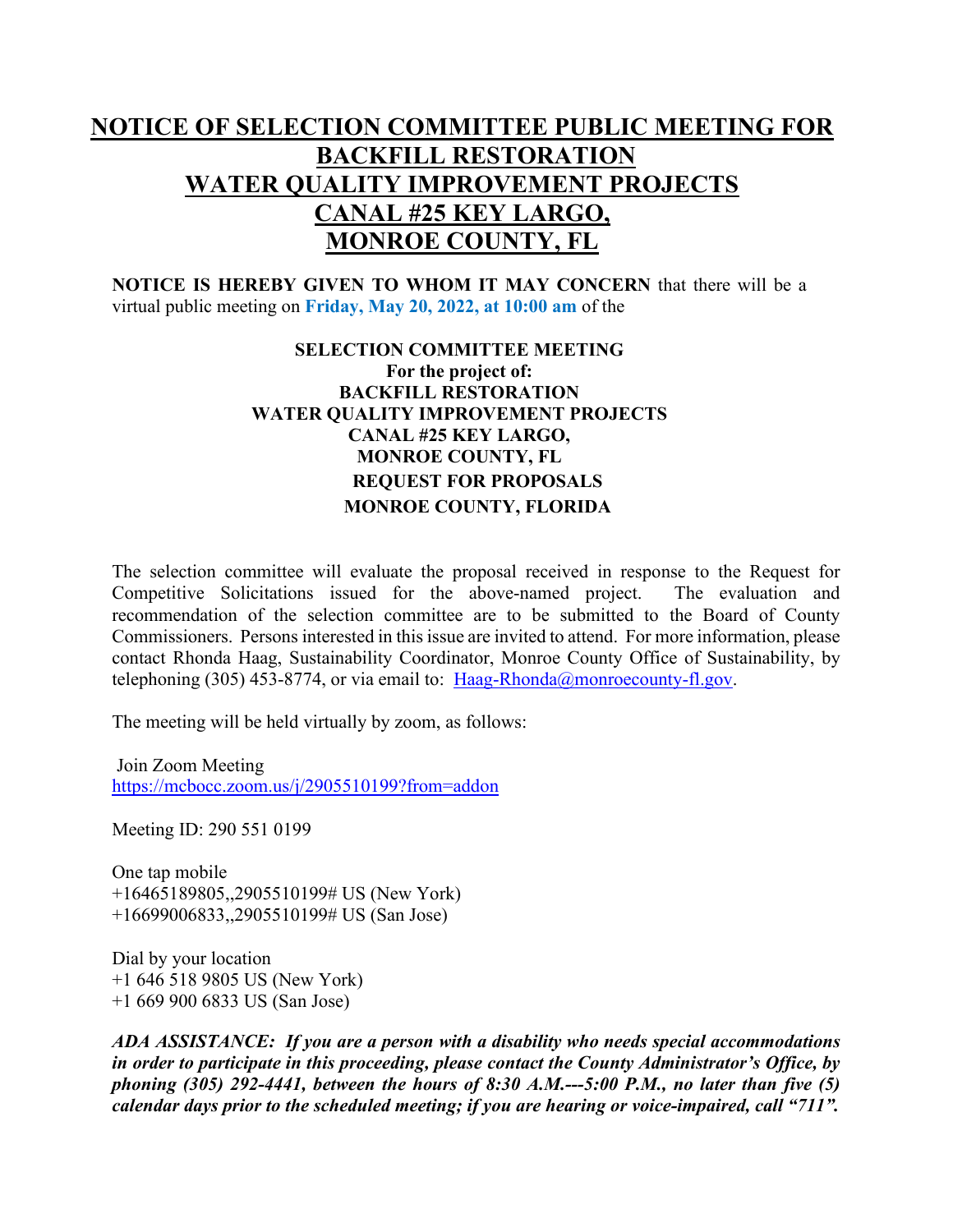# NOTICE OF SELECTION COMMITTEE PUBLIC MEETING FOR BACKFILL RESTORATION WATER QUALITY IMPROVEMENT PROJECTS CANAL #25 KEY LARGO, MONROE COUNTY, FL

**NOTICE IS HEREBY GIVEN TO WHOM IT MAY CONCERN** that there will be a virtual public meeting on **Friday, May 20, 2022, at 10:00 am** of the

**SELECTION COMMITTEE MEETING**
**For the project of:**
**BACKFILL RESTORATION**
**WATER QUALITY IMPROVEMENT PROJECTS**
**CANAL #25 KEY LARGO,**
**MONROE COUNTY, FL**
**REQUEST FOR PROPOSALS**
**MONROE COUNTY, FLORIDA**

The selection committee will evaluate the proposal received in response to the Request for Competitive Solicitations issued for the above-named project. The evaluation and recommendation of the selection committee are to be submitted to the Board of County Commissioners. Persons interested in this issue are invited to attend. For more information, please contact Rhonda Haag, Sustainability Coordinator, Monroe County Office of Sustainability, by telephoning (305) 453-8774, or via email to: Haag-Rhonda@monroecounty-fl.gov.

The meeting will be held virtually by zoom, as follows:

Join Zoom Meeting
https://mcbocc.zoom.us/j/2905510199?from=addon

Meeting ID: 290 551 0199

One tap mobile
+16465189805,,2905510199# US (New York)
+16699006833,,2905510199# US (San Jose)

Dial by your location
+1 646 518 9805 US (New York)
+1 669 900 6833 US (San Jose)

***ADA ASSISTANCE: If you are a person with a disability who needs special accommodations in order to participate in this proceeding, please contact the County Administrator's Office, by phoning (305) 292-4441, between the hours of 8:30 A.M.---5:00 P.M., no later than five (5) calendar days prior to the scheduled meeting; if you are hearing or voice-impaired, call "711".***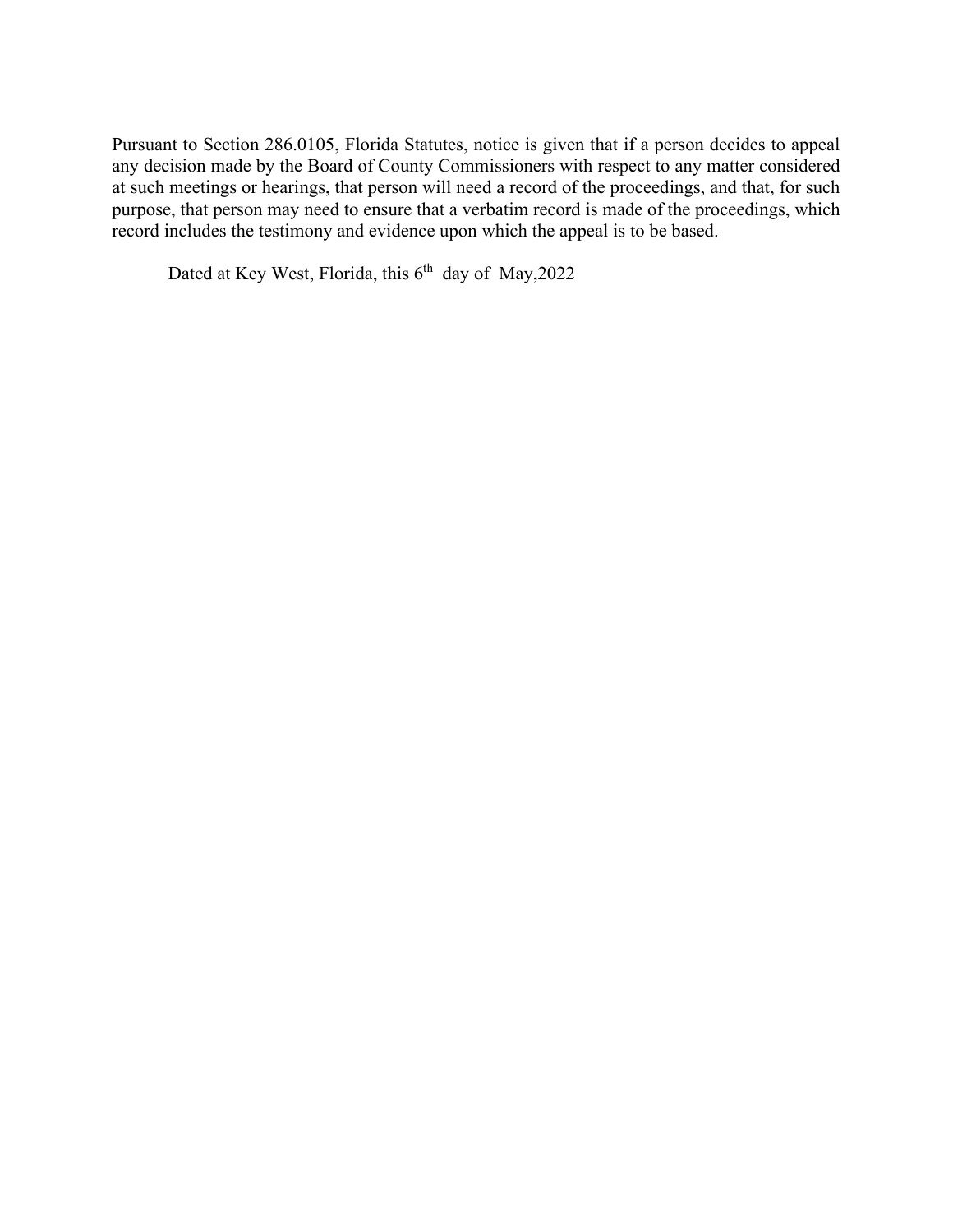Pursuant to Section 286.0105, Florida Statutes, notice is given that if a person decides to appeal any decision made by the Board of County Commissioners with respect to any matter considered at such meetings or hearings, that person will need a record of the proceedings, and that, for such purpose, that person may need to ensure that a verbatim record is made of the proceedings, which record includes the testimony and evidence upon which the appeal is to be based.

Dated at Key West, Florida, this 6th day of May,2022